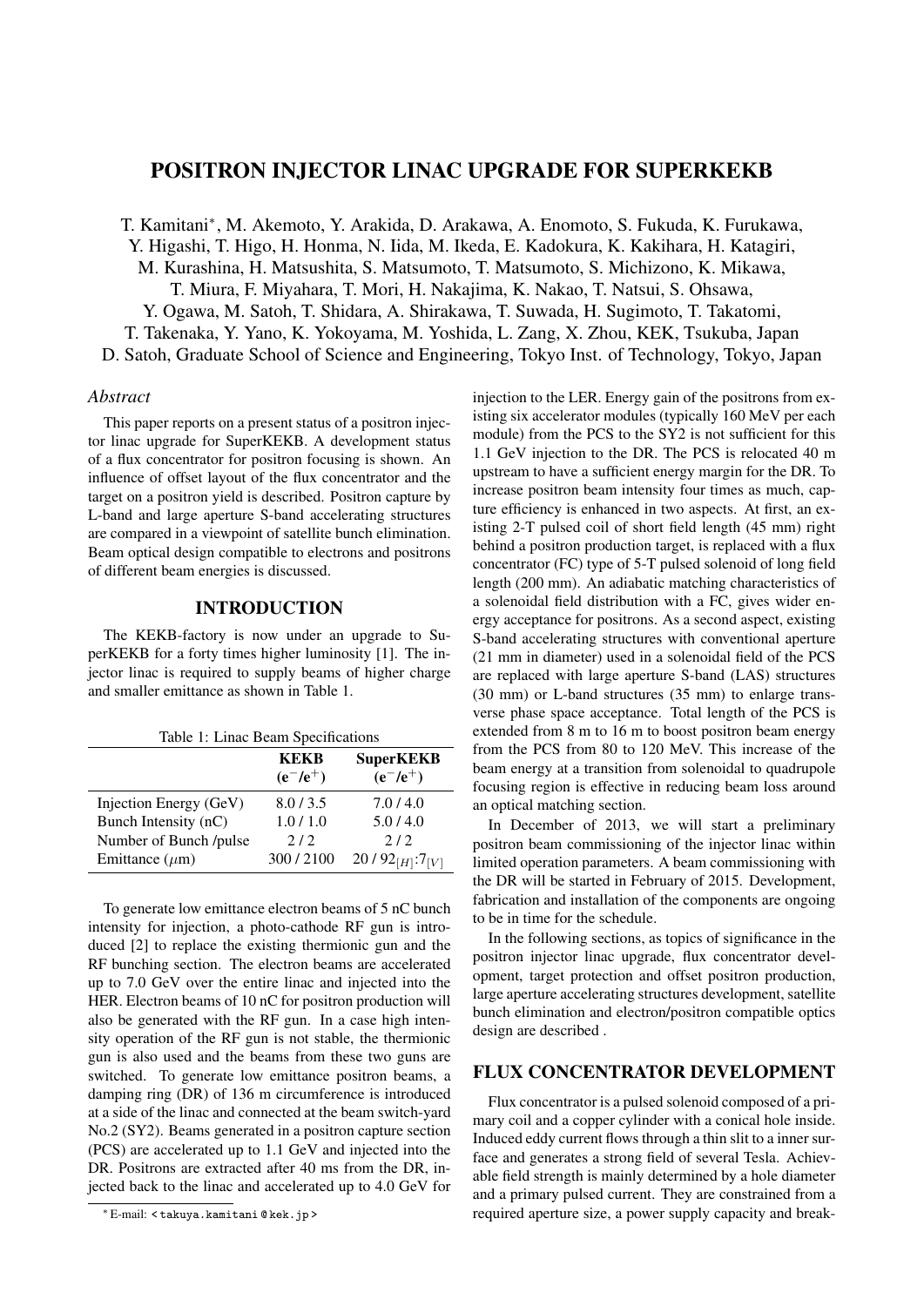# POSITRON INJECTOR LINAC UPGRADE FOR SUPERKEKB

T. Kamitani*, M. Akemoto, Y. Arakida, D. Arakawa, A. Enomoto, S. Fukuda, K. Furukawa, Y. Higashi, T. Higo, H. Honma, N. Iida, M. Ikeda, E. Kadokura, K. Kakihara, H. Katagiri, M. Kurashina, H. Matsushita, S. Matsumoto, T. Matsumoto, S. Michizono, K. Mikawa, T. Miura, F. Miyahara, T. Mori, H. Nakajima, K. Nakao, T. Natsui, S. Ohsawa, Y. Ogawa, M. Satoh, T. Shidara, A. Shirakawa, T. Suwada, H. Sugimoto, T. Takatomi, T. Takenaka, Y. Yano, K. Yokoyama, M. Yoshida, L. Zang, X. Zhou, KEK, Tsukuba, Japan
D. Satoh, Graduate School of Science and Engineering, Tokyo Inst. of Technology, Tokyo, Japan

## *Abstract*

This paper reports on a present status of a positron injector linac upgrade for SuperKEKB. A development status of a flux concentrator for positron focusing is shown. An influence of offset layout of the flux concentrator and the target on a positron yield is described. Positron capture by L-band and large aperture S-band accelerating structures are compared in a viewpoint of satellite bunch elimination. Beam optical design compatible to electrons and positrons of different beam energies is discussed.

## INTRODUCTION

The KEKB-factory is now under an upgrade to SuperKEKB for a forty times higher luminosity [1]. The injector linac is required to supply beams of higher charge and smaller emittance as shown in Table 1.

Table 1: Linac Beam Specifications

| | **KEKB** ($e^-/e^+$) | **SuperKEKB** ($e^-/e^+$) |
|---|---|---|
| Injection Energy (GeV) | 8.0 / 3.5 | 7.0 / 4.0 |
| Bunch Intensity (nC) | 1.0 / 1.0 | 5.0 / 4.0 |
| Number of Bunch /pulse | 2 / 2 | 2 / 2 |
| Emittance ($\mu$m) | 300 / 2100 | $20 / 92_{[H]}:7_{[V]}$ |

To generate low emittance electron beams of 5 nC bunch intensity for injection, a photo-cathode RF gun is introduced [2] to replace the existing thermionic gun and the RF bunching section. The electron beams are accelerated up to 7.0 GeV over the entire linac and injected into the HER. Electron beams of 10 nC for positron production will also be generated with the RF gun. In a case high intensity operation of the RF gun is not stable, the thermionic gun is also used and the beams from these two guns are switched. To generate low emittance positron beams, a damping ring (DR) of 136 m circumference is introduced at a side of the linac and connected at the beam switch-yard No.2 (SY2). Beams generated in a positron capture section (PCS) are accelerated up to 1.1 GeV and injected into the DR. Positrons are extracted after 40 ms from the DR, injected back to the linac and accelerated up to 4.0 GeV for injection to the LER. Energy gain of the positrons from existing six accelerator modules (typically 160 MeV per each module) from the PCS to the SY2 is not sufficient for this 1.1 GeV injection to the DR. The PCS is relocated 40 m upstream to have a sufficient energy margin for the DR. To increase positron beam intensity four times as much, capture efficiency is enhanced in two aspects. At first, an existing 2-T pulsed coil of short field length (45 mm) right behind a positron production target, is replaced with a flux concentrator (FC) type of 5-T pulsed solenoid of long field length (200 mm). An adiabatic matching characteristics of a solenoidal field distribution with a FC, gives wider energy acceptance for positrons. As a second aspect, existing S-band accelerating structures with conventional aperture (21 mm in diameter) used in a solenoidal field of the PCS are replaced with large aperture S-band (LAS) structures (30 mm) or L-band structures (35 mm) to enlarge transverse phase space acceptance. Total length of the PCS is extended from 8 m to 16 m to boost positron beam energy from the PCS from 80 to 120 MeV. This increase of the beam energy at a transition from solenoidal to quadrupole focusing region is effective in reducing beam loss around an optical matching section.

In December of 2013, we will start a preliminary positron beam commissioning of the injector linac within limited operation parameters. A beam commissioning with the DR will be started in February of 2015. Development, fabrication and installation of the components are ongoing to be in time for the schedule.

In the following sections, as topics of significance in the positron injector linac upgrade, flux concentrator development, target protection and offset positron production, large aperture accelerating structures development, satellite bunch elimination and electron/positron compatible optics design are described .

## FLUX CONCENTRATOR DEVELOPMENT

Flux concentrator is a pulsed solenoid composed of a primary coil and a copper cylinder with a conical hole inside. Induced eddy current flows through a thin slit to a inner surface and generates a strong field of several Tesla. Achievable field strength is mainly determined by a hole diameter and a primary pulsed current. They are constrained from a required aperture size, a power supply capacity and break-

* E-mail: <takuya.kamitani@kek.jp>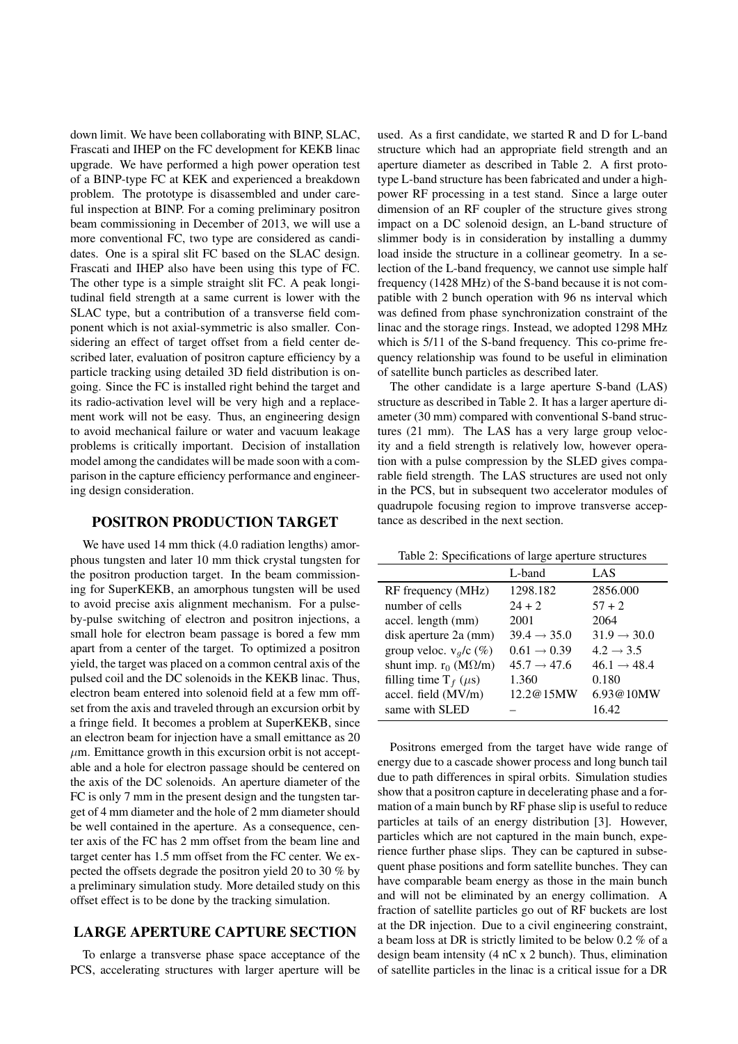down limit. We have been collaborating with BINP, SLAC, Frascati and IHEP on the FC development for KEKB linac upgrade. We have performed a high power operation test of a BINP-type FC at KEK and experienced a breakdown problem. The prototype is disassembled and under careful inspection at BINP. For a coming preliminary positron beam commissioning in December of 2013, we will use a more conventional FC, two type are considered as candidates. One is a spiral slit FC based on the SLAC design. Frascati and IHEP also have been using this type of FC. The other type is a simple straight slit FC. A peak longitudinal field strength at a same current is lower with the SLAC type, but a contribution of a transverse field component which is not axial-symmetric is also smaller. Considering an effect of target offset from a field center described later, evaluation of positron capture efficiency by a particle tracking using detailed 3D field distribution is ongoing. Since the FC is installed right behind the target and its radio-activation level will be very high and a replacement work will not be easy. Thus, an engineering design to avoid mechanical failure or water and vacuum leakage problems is critically important. Decision of installation model among the candidates will be made soon with a comparison in the capture efficiency performance and engineering design consideration.

## POSITRON PRODUCTION TARGET

We have used 14 mm thick (4.0 radiation lengths) amorphous tungsten and later 10 mm thick crystal tungsten for the positron production target. In the beam commissioning for SuperKEKB, an amorphous tungsten will be used to avoid precise axis alignment mechanism. For a pulse-by-pulse switching of electron and positron injections, a small hole for electron beam passage is bored a few mm apart from a center of the target. To optimized a positron yield, the target was placed on a common central axis of the pulsed coil and the DC solenoids in the KEKB linac. Thus, electron beam entered into solenoid field at a few mm offset from the axis and traveled through an excursion orbit by a fringe field. It becomes a problem at SuperKEKB, since an electron beam for injection have a small emittance as 20 $\mu$m. Emittance growth in this excursion orbit is not acceptable and a hole for electron passage should be centered on the axis of the DC solenoids. An aperture diameter of the FC is only 7 mm in the present design and the tungsten target of 4 mm diameter and the hole of 2 mm diameter should be well contained in the aperture. As a consequence, center axis of the FC has 2 mm offset from the beam line and target center has 1.5 mm offset from the FC center. We expected the offsets degrade the positron yield 20 to 30 % by a preliminary simulation study. More detailed study on this offset effect is to be done by the tracking simulation.

## LARGE APERTURE CAPTURE SECTION

To enlarge a transverse phase space acceptance of the PCS, accelerating structures with larger aperture will be used. As a first candidate, we started R and D for L-band structure which had an appropriate field strength and an aperture diameter as described in Table 2. A first prototype L-band structure has been fabricated and under a high-power RF processing in a test stand. Since a large outer dimension of an RF coupler of the structure gives strong impact on a DC solenoid design, an L-band structure of slimmer body is in consideration by installing a dummy load inside the structure in a collinear geometry. In a selection of the L-band frequency, we cannot use simple half frequency (1428 MHz) of the S-band because it is not compatible with 2 bunch operation with 96 ns interval which was defined from phase synchronization constraint of the linac and the storage rings. Instead, we adopted 1298 MHz which is 5/11 of the S-band frequency. This co-prime frequency relationship was found to be useful in elimination of satellite bunch particles as described later.

The other candidate is a large aperture S-band (LAS) structure as described in Table 2. It has a larger aperture diameter (30 mm) compared with conventional S-band structures (21 mm). The LAS has a very large group velocity and a field strength is relatively low, however operation with a pulse compression by the SLED gives comparable field strength. The LAS structures are used not only in the PCS, but in subsequent two accelerator modules of quadrupole focusing region to improve transverse acceptance as described in the next section.

Table 2: Specifications of large aperture structures

| | L-band | LAS |
|---|---|---|
| RF frequency (MHz) | 1298.182 | 2856.000 |
| number of cells | 24 + 2 | 57 + 2 |
| accel. length (mm) | 2001 | 2064 |
| disk aperture 2a (mm) | $39.4 \rightarrow 35.0$ | $31.9 \rightarrow 30.0$ |
| group veloc. $v_g/c$ (%) | $0.61 \rightarrow 0.39$ | $4.2 \rightarrow 3.5$ |
| shunt imp. $r_0$ (M$\Omega$/m) | $45.7 \rightarrow 47.6$ | $46.1 \rightarrow 48.4$ |
| filling time $T_f$ ($\mu$s) | 1.360 | 0.180 |
| accel. field (MV/m) | 12.2@15MW | 6.93@10MW |
| same with SLED | – | 16.42 |

Positrons emerged from the target have wide range of energy due to a cascade shower process and long bunch tail due to path differences in spiral orbits. Simulation studies show that a positron capture in decelerating phase and a formation of a main bunch by RF phase slip is useful to reduce particles at tails of an energy distribution [3]. However, particles which are not captured in the main bunch, experience further phase slips. They can be captured in subsequent phase positions and form satellite bunches. They can have comparable beam energy as those in the main bunch and will not be eliminated by an energy collimation. A fraction of satellite particles go out of RF buckets are lost at the DR injection. Due to a civil engineering constraint, a beam loss at DR is strictly limited to be below 0.2 % of a design beam intensity (4 nC x 2 bunch). Thus, elimination of satellite particles in the linac is a critical issue for a DR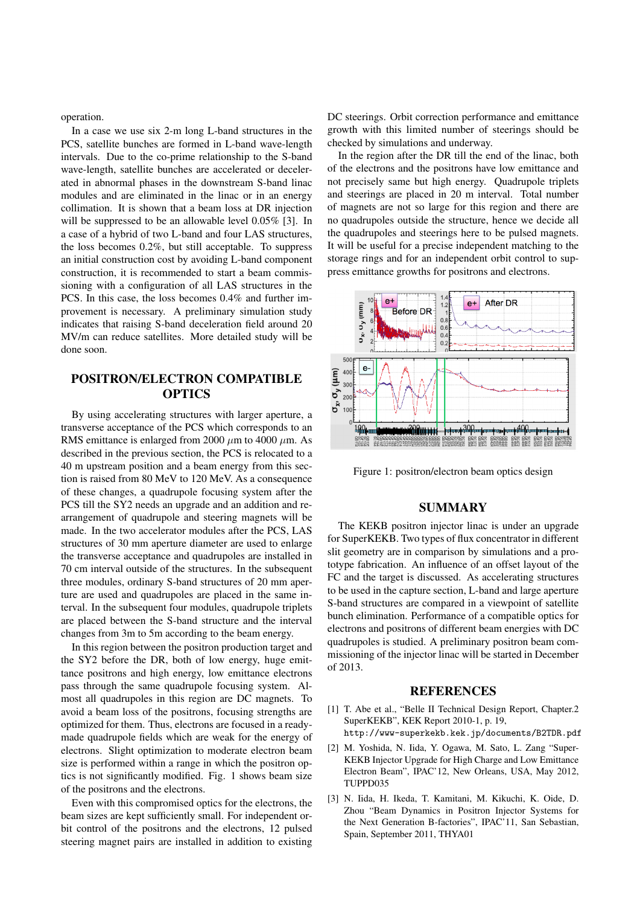operation.

In a case we use six 2-m long L-band structures in the PCS, satellite bunches are formed in L-band wave-length intervals. Due to the co-prime relationship to the S-band wave-length, satellite bunches are accelerated or decelerated in abnormal phases in the downstream S-band linac modules and are eliminated in the linac or in an energy collimation. It is shown that a beam loss at DR injection will be suppressed to be an allowable level 0.05% [3]. In a case of a hybrid of two L-band and four LAS structures, the loss becomes 0.2%, but still acceptable. To suppress an initial construction cost by avoiding L-band component construction, it is recommended to start a beam commissioning with a configuration of all LAS structures in the PCS. In this case, the loss becomes 0.4% and further improvement is necessary. A preliminary simulation study indicates that raising S-band deceleration field around 20 MV/m can reduce satellites. More detailed study will be done soon.

## POSITRON/ELECTRON COMPATIBLE OPTICS

By using accelerating structures with larger aperture, a transverse acceptance of the PCS which corresponds to an RMS emittance is enlarged from 2000 $\mu$m to 4000 $\mu$m. As described in the previous section, the PCS is relocated to a 40 m upstream position and a beam energy from this section is raised from 80 MeV to 120 MeV. As a consequence of these changes, a quadrupole focusing system after the PCS till the SY2 needs an upgrade and an addition and rearrangement of quadrupole and steering magnets will be made. In the two accelerator modules after the PCS, LAS structures of 30 mm aperture diameter are used to enlarge the transverse acceptance and quadrupoles are installed in 70 cm interval outside of the structures. In the subsequent three modules, ordinary S-band structures of 20 mm aperture are used and quadrupoles are placed in the same interval. In the subsequent four modules, quadrupole triplets are placed between the S-band structure and the interval changes from 3m to 5m according to the beam energy.

In this region between the positron production target and the SY2 before the DR, both of low energy, huge emittance positrons and high energy, low emittance electrons pass through the same quadrupole focusing system. Almost all quadrupoles in this region are DC magnets. To avoid a beam loss of the positrons, focusing strengths are optimized for them. Thus, electrons are focused in a ready-made quadrupole fields which are weak for the energy of electrons. Slight optimization to moderate electron beam size is performed within a range in which the positron optics is not significantly modified. Fig. 1 shows beam size of the positrons and the electrons.

Even with this compromised optics for the electrons, the beam sizes are kept sufficiently small. For independent orbit control of the positrons and the electrons, 12 pulsed steering magnet pairs are installed in addition to existing DC steerings. Orbit correction performance and emittance growth with this limited number of steerings should be checked by simulations and underway.

In the region after the DR till the end of the linac, both of the electrons and the positrons have low emittance and not precisely same but high energy. Quadrupole triplets and steerings are placed in 20 m interval. Total number of magnets are not so large for this region and there are no quadrupoles outside the structure, hence we decide all the quadrupoles and steerings here to be pulsed magnets. It will be useful for a precise independent matching to the storage rings and for an independent orbit control to suppress emittance growths for positrons and electrons.

e+ Before DR
$\sigma_x, \sigma_y$ (mm)
e+ After DR
e-
$\sigma_x, \sigma_y$ ($\mu$m)

Figure 1: positron/electron beam optics design

## SUMMARY

The KEKB positron injector linac is under an upgrade for SuperKEKB. Two types of flux concentrator in different slit geometry are in comparison by simulations and a prototype fabrication. An influence of an offset layout of the FC and the target is discussed. As accelerating structures to be used in the capture section, L-band and large aperture S-band structures are compared in a viewpoint of satellite bunch elimination. Performance of a compatible optics for electrons and positrons of different beam energies with DC quadrupoles is studied. A preliminary positron beam commissioning of the injector linac will be started in December of 2013.

## REFERENCES

[1] T. Abe et al., "Belle II Technical Design Report, Chapter.2 SuperKEKB", KEK Report 2010-1, p. 19, http://www-superkekb.kek.jp/documents/B2TDR.pdf

[2] M. Yoshida, N. Iida, Y. Ogawa, M. Sato, L. Zang "SuperKEKB Injector Upgrade for High Charge and Low Emittance Electron Beam", IPAC'12, New Orleans, USA, May 2012, TUPPD035

[3] N. Iida, H. Ikeda, T. Kamitani, M. Kikuchi, K. Oide, D. Zhou "Beam Dynamics in Positron Injector Systems for the Next Generation B-factories", IPAC'11, San Sebastian, Spain, September 2011, THYA01